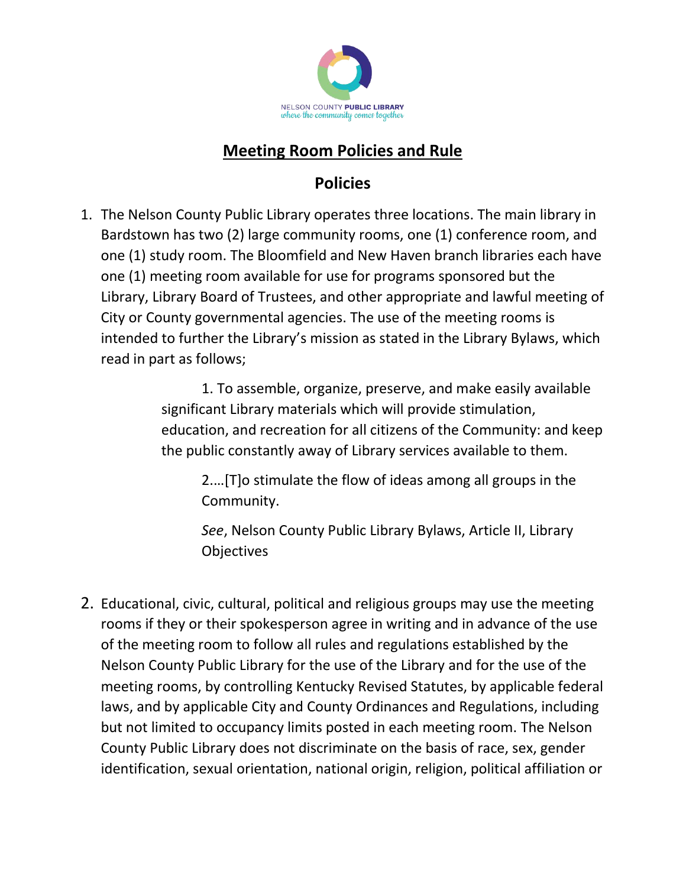NELSON COUNTY PUBLIC LIBRARY
where the community comes together

# Meeting Room Policies and Rule

## Policies

1. The Nelson County Public Library operates three locations. The main library in Bardstown has two (2) large community rooms, one (1) conference room, and one (1) study room. The Bloomfield and New Haven branch libraries each have one (1) meeting room available for use for programs sponsored but the Library, Library Board of Trustees, and other appropriate and lawful meeting of City or County governmental agencies. The use of the meeting rooms is intended to further the Library's mission as stated in the Library Bylaws, which read in part as follows;

    > 1. To assemble, organize, preserve, and make easily available significant Library materials which will provide stimulation, education, and recreation for all citizens of the Community: and keep the public constantly away of Library services available to them.
    >
    > 2.…[T]o stimulate the flow of ideas among all groups in the Community.
    >
    > *See*, Nelson County Public Library Bylaws, Article II, Library Objectives

2. Educational, civic, cultural, political and religious groups may use the meeting rooms if they or their spokesperson agree in writing and in advance of the use of the meeting room to follow all rules and regulations established by the Nelson County Public Library for the use of the Library and for the use of the meeting rooms, by controlling Kentucky Revised Statutes, by applicable federal laws, and by applicable City and County Ordinances and Regulations, including but not limited to occupancy limits posted in each meeting room. The Nelson County Public Library does not discriminate on the basis of race, sex, gender identification, sexual orientation, national origin, religion, political affiliation or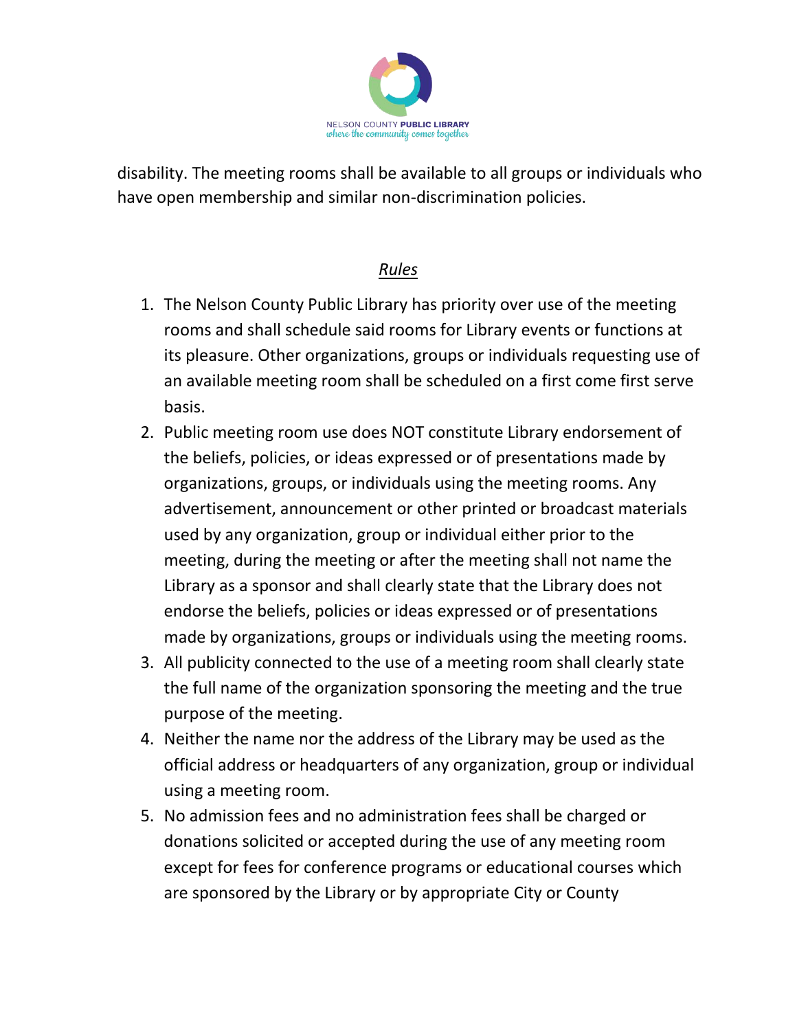disability. The meeting rooms shall be available to all groups or individuals who have open membership and similar non-discrimination policies.

## *Rules*

1. The Nelson County Public Library has priority over use of the meeting rooms and shall schedule said rooms for Library events or functions at its pleasure. Other organizations, groups or individuals requesting use of an available meeting room shall be scheduled on a first come first serve basis.
2. Public meeting room use does NOT constitute Library endorsement of the beliefs, policies, or ideas expressed or of presentations made by organizations, groups, or individuals using the meeting rooms. Any advertisement, announcement or other printed or broadcast materials used by any organization, group or individual either prior to the meeting, during the meeting or after the meeting shall not name the Library as a sponsor and shall clearly state that the Library does not endorse the beliefs, policies or ideas expressed or of presentations made by organizations, groups or individuals using the meeting rooms.
3. All publicity connected to the use of a meeting room shall clearly state the full name of the organization sponsoring the meeting and the true purpose of the meeting.
4. Neither the name nor the address of the Library may be used as the official address or headquarters of any organization, group or individual using a meeting room.
5. No admission fees and no administration fees shall be charged or donations solicited or accepted during the use of any meeting room except for fees for conference programs or educational courses which are sponsored by the Library or by appropriate City or County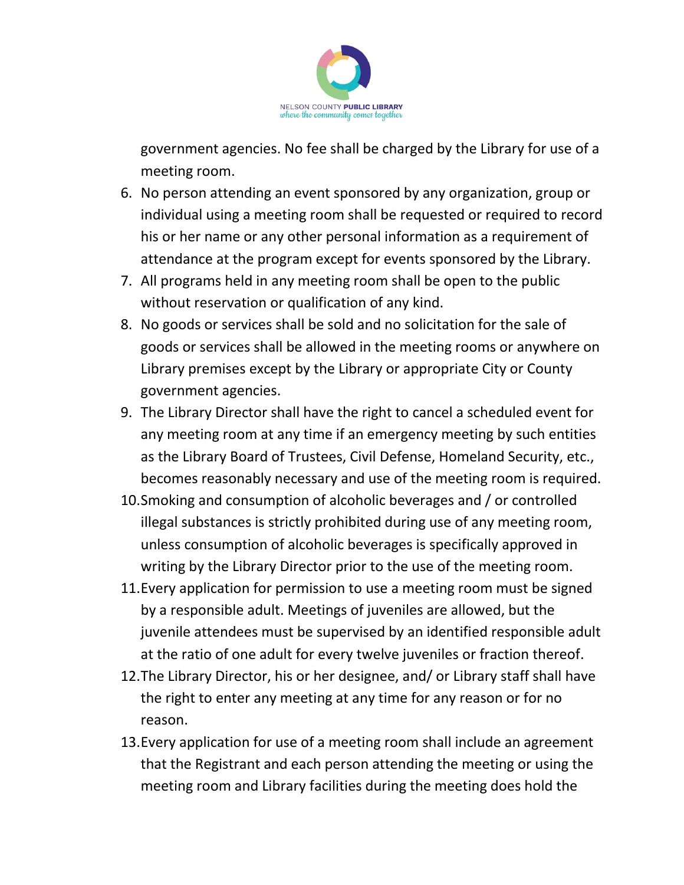government agencies. No fee shall be charged by the Library for use of a meeting room.

6. No person attending an event sponsored by any organization, group or individual using a meeting room shall be requested or required to record his or her name or any other personal information as a requirement of attendance at the program except for events sponsored by the Library.
7. All programs held in any meeting room shall be open to the public without reservation or qualification of any kind.
8. No goods or services shall be sold and no solicitation for the sale of goods or services shall be allowed in the meeting rooms or anywhere on Library premises except by the Library or appropriate City or County government agencies.
9. The Library Director shall have the right to cancel a scheduled event for any meeting room at any time if an emergency meeting by such entities as the Library Board of Trustees, Civil Defense, Homeland Security, etc., becomes reasonably necessary and use of the meeting room is required.
10. Smoking and consumption of alcoholic beverages and / or controlled illegal substances is strictly prohibited during use of any meeting room, unless consumption of alcoholic beverages is specifically approved in writing by the Library Director prior to the use of the meeting room.
11. Every application for permission to use a meeting room must be signed by a responsible adult. Meetings of juveniles are allowed, but the juvenile attendees must be supervised by an identified responsible adult at the ratio of one adult for every twelve juveniles or fraction thereof.
12. The Library Director, his or her designee, and/ or Library staff shall have the right to enter any meeting at any time for any reason or for no reason.
13. Every application for use of a meeting room shall include an agreement that the Registrant and each person attending the meeting or using the meeting room and Library facilities during the meeting does hold the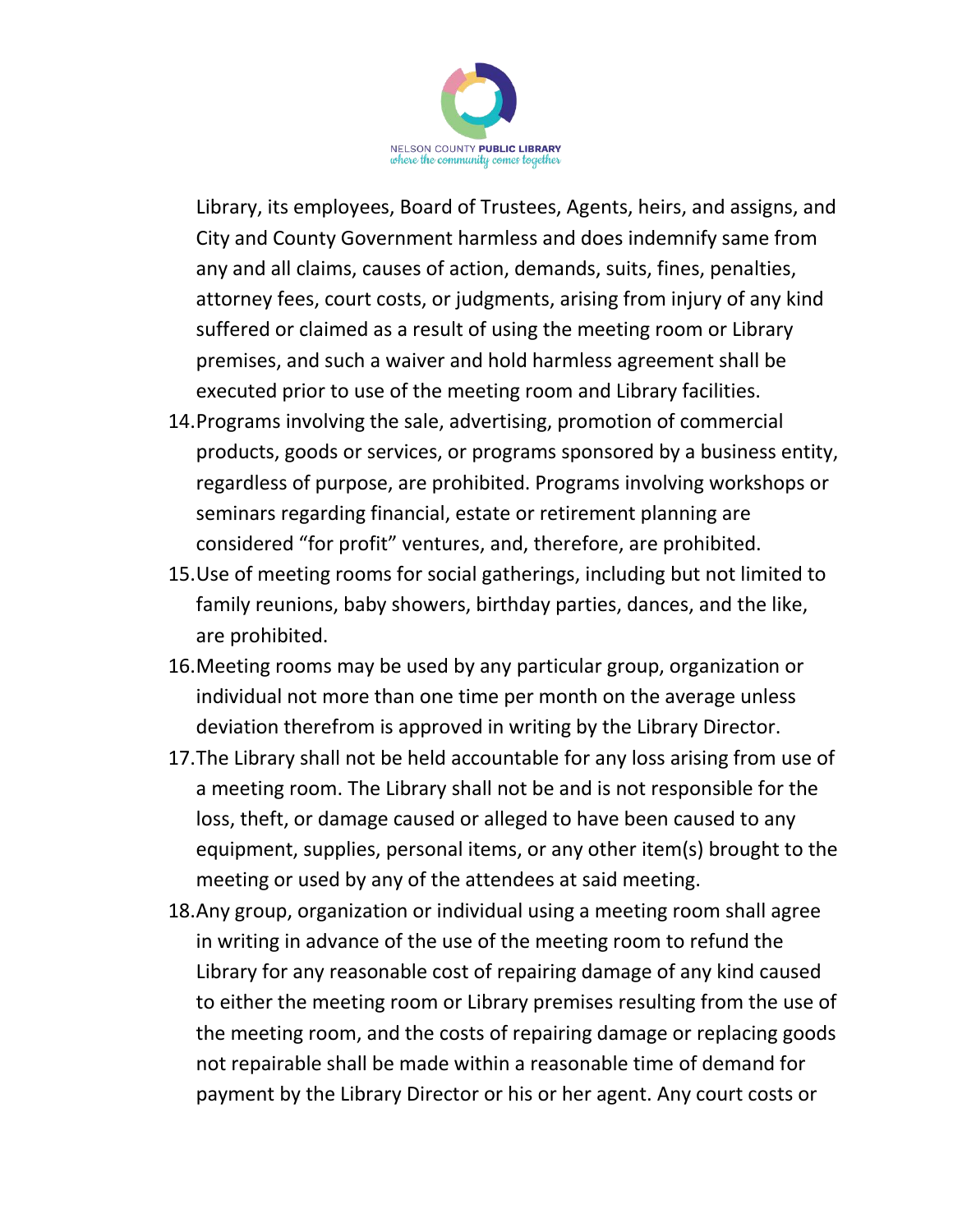Library, its employees, Board of Trustees, Agents, heirs, and assigns, and City and County Government harmless and does indemnify same from any and all claims, causes of action, demands, suits, fines, penalties, attorney fees, court costs, or judgments, arising from injury of any kind suffered or claimed as a result of using the meeting room or Library premises, and such a waiver and hold harmless agreement shall be executed prior to use of the meeting room and Library facilities.

14. Programs involving the sale, advertising, promotion of commercial products, goods or services, or programs sponsored by a business entity, regardless of purpose, are prohibited. Programs involving workshops or seminars regarding financial, estate or retirement planning are considered "for profit" ventures, and, therefore, are prohibited.
15. Use of meeting rooms for social gatherings, including but not limited to family reunions, baby showers, birthday parties, dances, and the like, are prohibited.
16. Meeting rooms may be used by any particular group, organization or individual not more than one time per month on the average unless deviation therefrom is approved in writing by the Library Director.
17. The Library shall not be held accountable for any loss arising from use of a meeting room. The Library shall not be and is not responsible for the loss, theft, or damage caused or alleged to have been caused to any equipment, supplies, personal items, or any other item(s) brought to the meeting or used by any of the attendees at said meeting.
18. Any group, organization or individual using a meeting room shall agree in writing in advance of the use of the meeting room to refund the Library for any reasonable cost of repairing damage of any kind caused to either the meeting room or Library premises resulting from the use of the meeting room, and the costs of repairing damage or replacing goods not repairable shall be made within a reasonable time of demand for payment by the Library Director or his or her agent. Any court costs or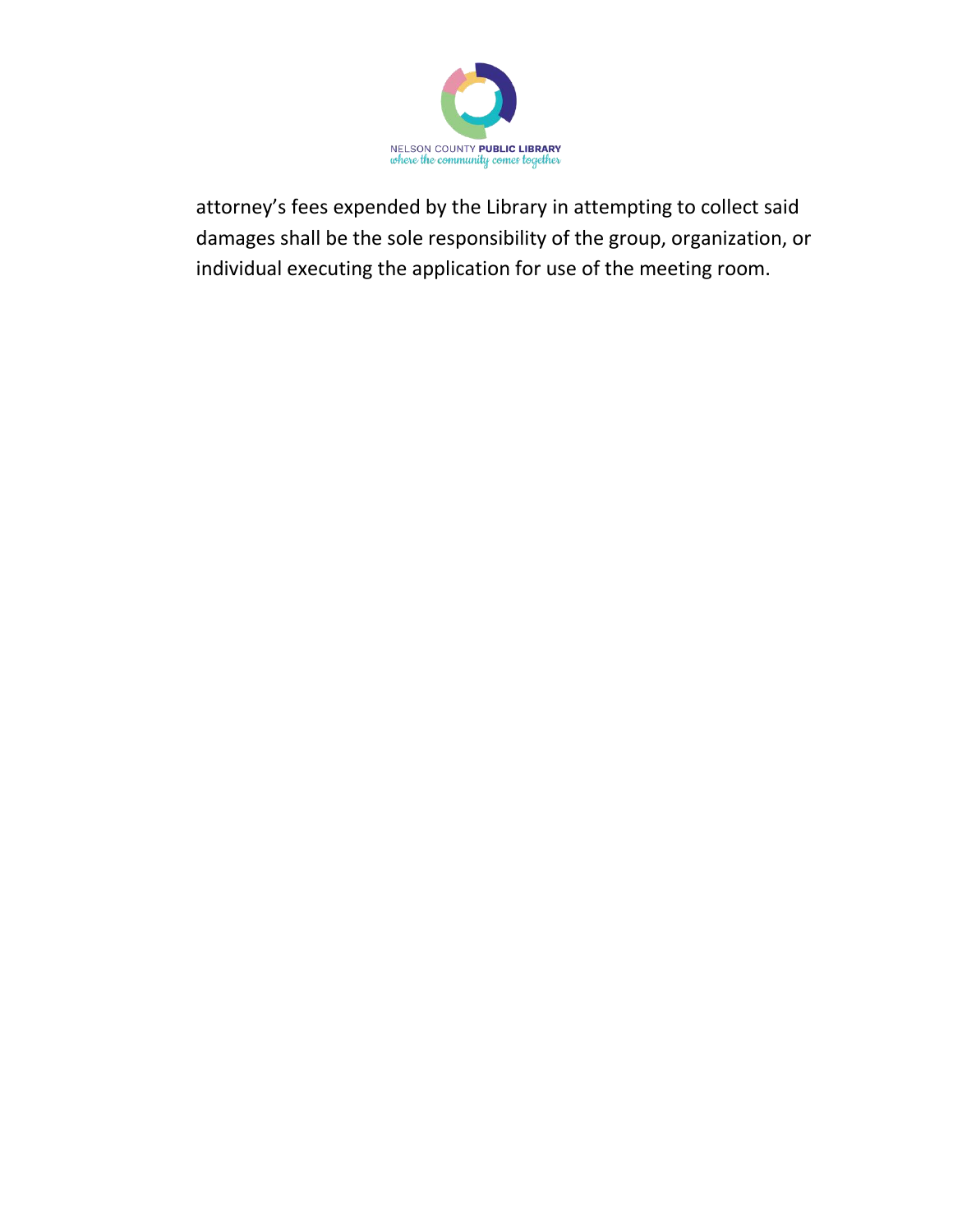attorney's fees expended by the Library in attempting to collect said damages shall be the sole responsibility of the group, organization, or individual executing the application for use of the meeting room.